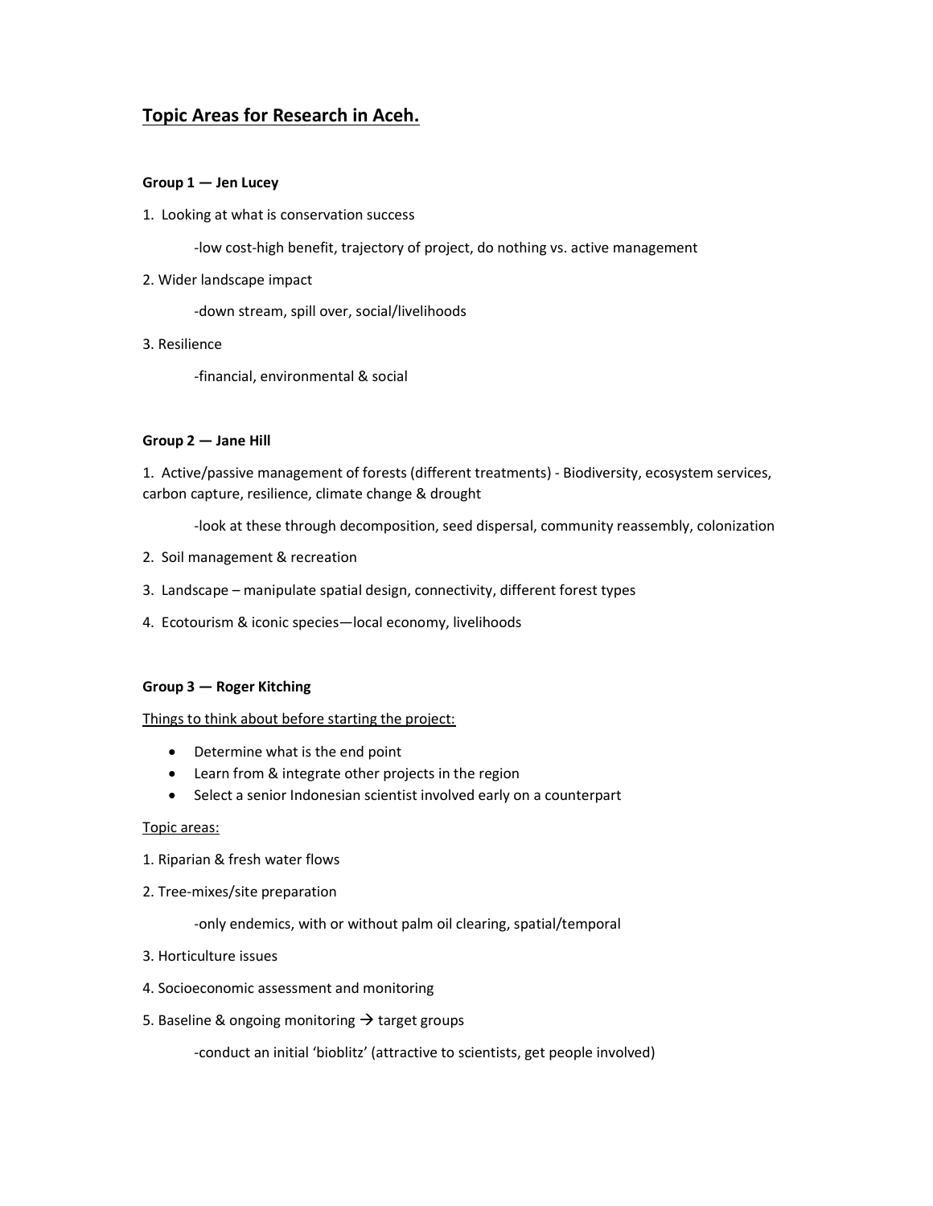# Topic Areas for Research in Aceh.

**Group 1 — Jen Lucey**

1. Looking at what is conservation success

   -low cost-high benefit, trajectory of project, do nothing vs. active management

2. Wider landscape impact

   -down stream, spill over, social/livelihoods

3. Resilience

   -financial, environmental & social

**Group 2 — Jane Hill**

1. Active/passive management of forests (different treatments) - Biodiversity, ecosystem services, carbon capture, resilience, climate change & drought

   -look at these through decomposition, seed dispersal, community reassembly, colonization

2. Soil management & recreation

3. Landscape – manipulate spatial design, connectivity, different forest types

4. Ecotourism & iconic species—local economy, livelihoods

**Group 3 — Roger Kitching**

<u>Things to think about before starting the project:</u>

- Determine what is the end point
- Learn from & integrate other projects in the region
- Select a senior Indonesian scientist involved early on a counterpart

<u>Topic areas:</u>

1. Riparian & fresh water flows

2. Tree-mixes/site preparation

   -only endemics, with or without palm oil clearing, spatial/temporal

3. Horticulture issues

4. Socioeconomic assessment and monitoring

5. Baseline & ongoing monitoring → target groups

   -conduct an initial 'bioblitz' (attractive to scientists, get people involved)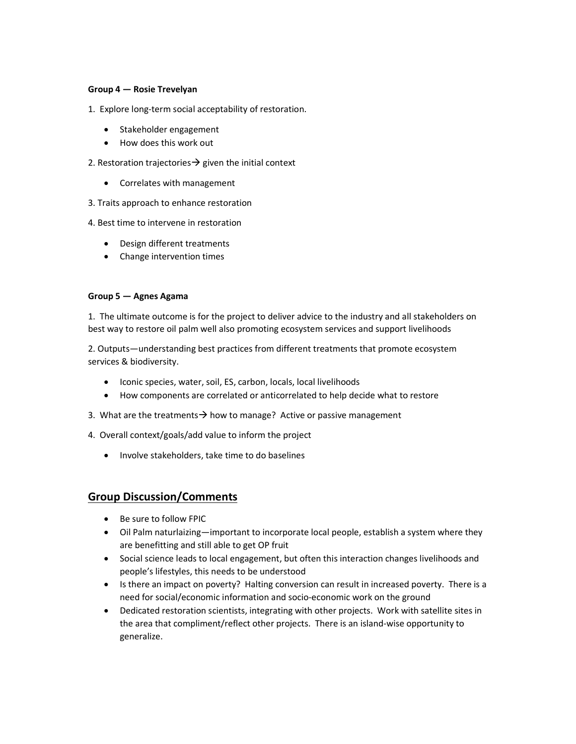**Group 4 — Rosie Trevelyan**

1. Explore long-term social acceptability of restoration.

- Stakeholder engagement
- How does this work out

2. Restoration trajectories→ given the initial context

- Correlates with management

3. Traits approach to enhance restoration

4. Best time to intervene in restoration

- Design different treatments
- Change intervention times

**Group 5 — Agnes Agama**

1. The ultimate outcome is for the project to deliver advice to the industry and all stakeholders on best way to restore oil palm well also promoting ecosystem services and support livelihoods

2. Outputs—understanding best practices from different treatments that promote ecosystem services & biodiversity.

- Iconic species, water, soil, ES, carbon, locals, local livelihoods
- How components are correlated or anticorrelated to help decide what to restore

3. What are the treatments→ how to manage? Active or passive management

4. Overall context/goals/add value to inform the project

- Involve stakeholders, take time to do baselines

## Group Discussion/Comments

- Be sure to follow FPIC
- Oil Palm naturlaizing—important to incorporate local people, establish a system where they are benefitting and still able to get OP fruit
- Social science leads to local engagement, but often this interaction changes livelihoods and people's lifestyles, this needs to be understood
- Is there an impact on poverty? Halting conversion can result in increased poverty. There is a need for social/economic information and socio-economic work on the ground
- Dedicated restoration scientists, integrating with other projects. Work with satellite sites in the area that compliment/reflect other projects. There is an island-wise opportunity to generalize.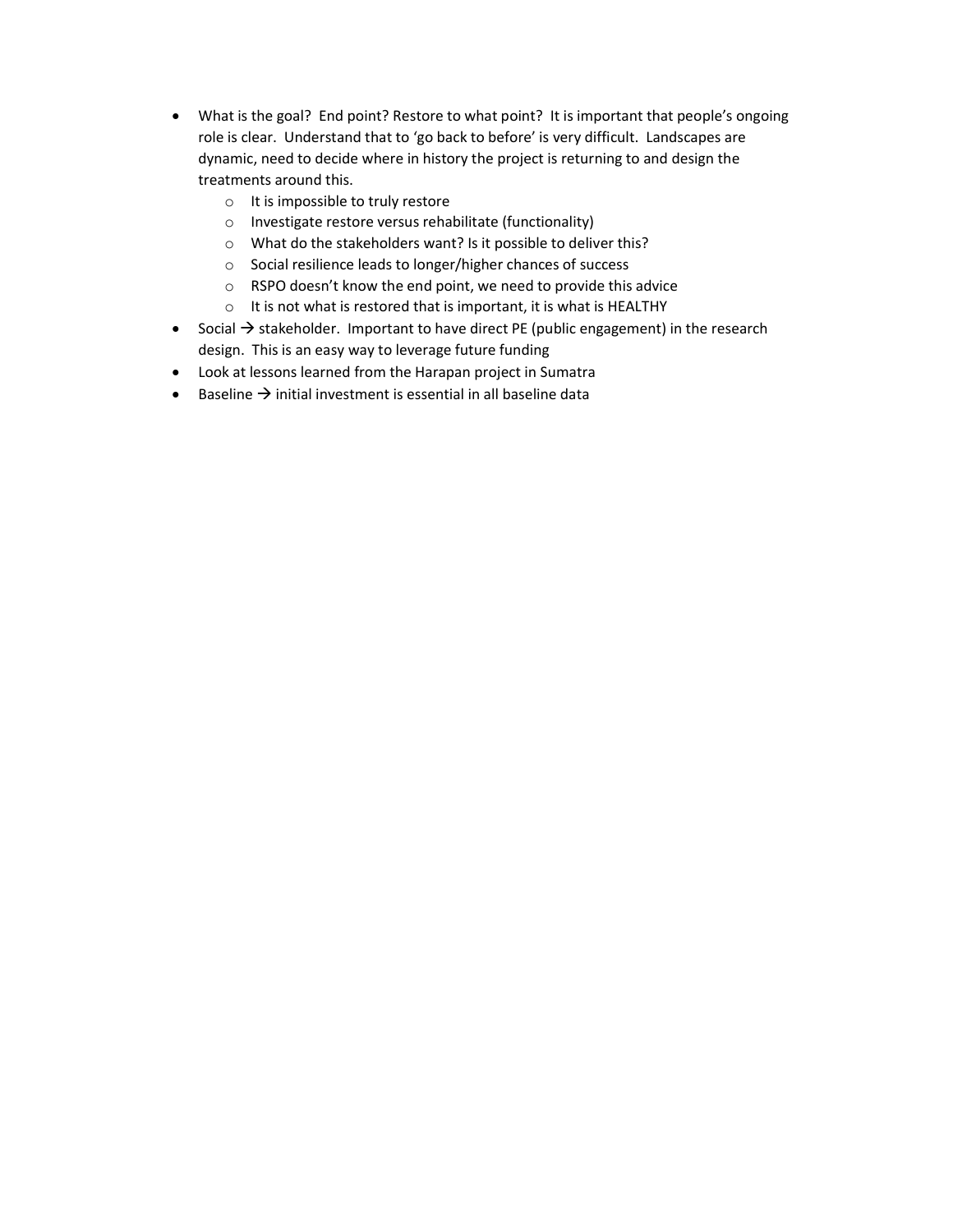- What is the goal? End point? Restore to what point? It is important that people's ongoing role is clear. Understand that to 'go back to before' is very difficult. Landscapes are dynamic, need to decide where in history the project is returning to and design the treatments around this.
  - It is impossible to truly restore
  - Investigate restore versus rehabilitate (functionality)
  - What do the stakeholders want? Is it possible to deliver this?
  - Social resilience leads to longer/higher chances of success
  - RSPO doesn't know the end point, we need to provide this advice
  - It is not what is restored that is important, it is what is HEALTHY
- Social → stakeholder. Important to have direct PE (public engagement) in the research design. This is an easy way to leverage future funding
- Look at lessons learned from the Harapan project in Sumatra
- Baseline → initial investment is essential in all baseline data